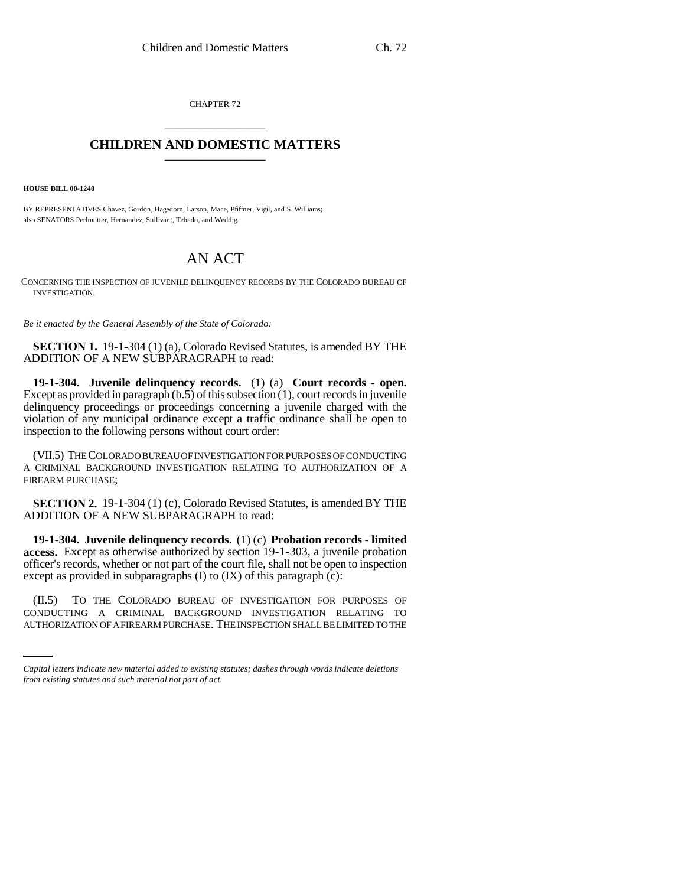CHAPTER 72

# CHILDREN AND DOMESTIC MATTERS

**HOUSE BILL 00-1240**

BY REPRESENTATIVES Chavez, Gordon, Hagedorn, Larson, Mace, Pfiffner, Vigil, and S. Williams;
also SENATORS Perlmutter, Hernandez, Sullivant, Tebedo, and Weddig.

# AN ACT

CONCERNING THE INSPECTION OF JUVENILE DELINQUENCY RECORDS BY THE COLORADO BUREAU OF INVESTIGATION.

*Be it enacted by the General Assembly of the State of Colorado:*

**SECTION 1.** 19-1-304 (1) (a), Colorado Revised Statutes, is amended BY THE ADDITION OF A NEW SUBPARAGRAPH to read:

**19-1-304. Juvenile delinquency records.** (1) (a) **Court records - open.** Except as provided in paragraph (b.5) of this subsection (1), court records in juvenile delinquency proceedings or proceedings concerning a juvenile charged with the violation of any municipal ordinance except a traffic ordinance shall be open to inspection to the following persons without court order:

(VII.5) THE COLORADO BUREAU OF INVESTIGATION FOR PURPOSES OF CONDUCTING A CRIMINAL BACKGROUND INVESTIGATION RELATING TO AUTHORIZATION OF A FIREARM PURCHASE;

**SECTION 2.** 19-1-304 (1) (c), Colorado Revised Statutes, is amended BY THE ADDITION OF A NEW SUBPARAGRAPH to read:

**19-1-304. Juvenile delinquency records.** (1) (c) **Probation records - limited access.** Except as otherwise authorized by section 19-1-303, a juvenile probation officer's records, whether or not part of the court file, shall not be open to inspection except as provided in subparagraphs (I) to (IX) of this paragraph (c):

(II.5) TO THE COLORADO BUREAU OF INVESTIGATION FOR PURPOSES OF CONDUCTING A CRIMINAL BACKGROUND INVESTIGATION RELATING TO AUTHORIZATION OF A FIREARM PURCHASE. THE INSPECTION SHALL BE LIMITED TO THE

*Capital letters indicate new material added to existing statutes; dashes through words indicate deletions from existing statutes and such material not part of act.*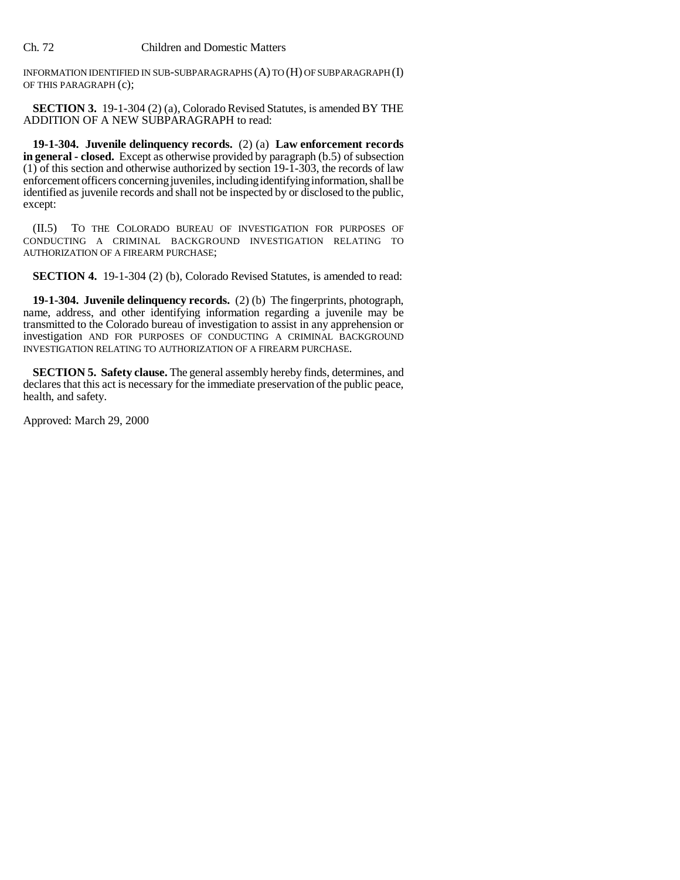INFORMATION IDENTIFIED IN SUB-SUBPARAGRAPHS (A) TO (H) OF SUBPARAGRAPH (I) OF THIS PARAGRAPH (c);

**SECTION 3.** 19-1-304 (2) (a), Colorado Revised Statutes, is amended BY THE ADDITION OF A NEW SUBPARAGRAPH to read:

**19-1-304. Juvenile delinquency records.** (2) (a) **Law enforcement records in general - closed.** Except as otherwise provided by paragraph (b.5) of subsection (1) of this section and otherwise authorized by section 19-1-303, the records of law enforcement officers concerning juveniles, including identifying information, shall be identified as juvenile records and shall not be inspected by or disclosed to the public, except:

(II.5) TO THE COLORADO BUREAU OF INVESTIGATION FOR PURPOSES OF CONDUCTING A CRIMINAL BACKGROUND INVESTIGATION RELATING TO AUTHORIZATION OF A FIREARM PURCHASE;

**SECTION 4.** 19-1-304 (2) (b), Colorado Revised Statutes, is amended to read:

**19-1-304. Juvenile delinquency records.** (2) (b) The fingerprints, photograph, name, address, and other identifying information regarding a juvenile may be transmitted to the Colorado bureau of investigation to assist in any apprehension or investigation AND FOR PURPOSES OF CONDUCTING A CRIMINAL BACKGROUND INVESTIGATION RELATING TO AUTHORIZATION OF A FIREARM PURCHASE.

**SECTION 5. Safety clause.** The general assembly hereby finds, determines, and declares that this act is necessary for the immediate preservation of the public peace, health, and safety.

Approved: March 29, 2000